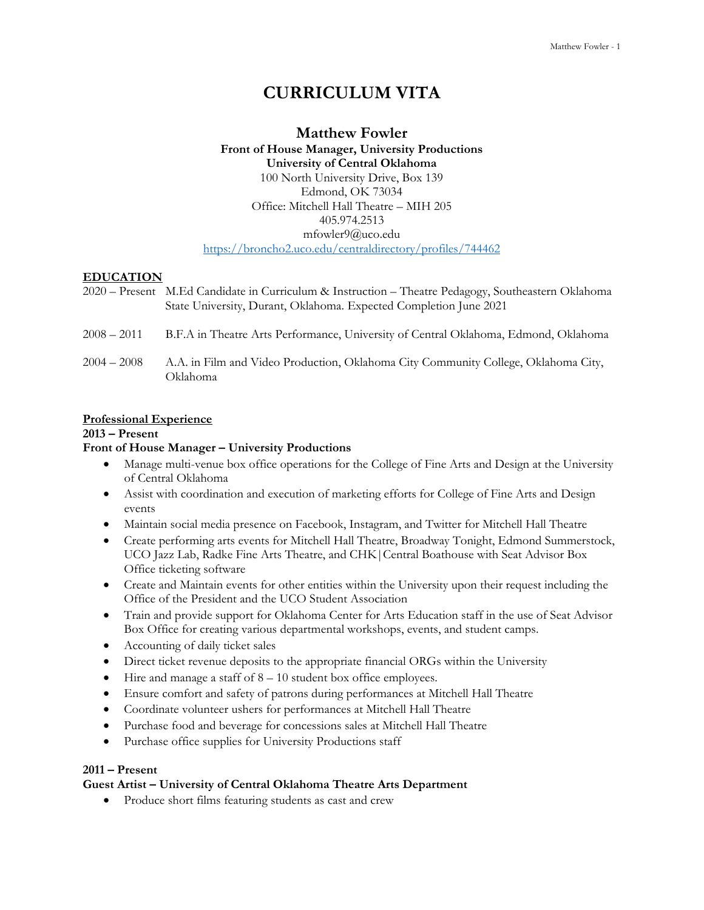# CURRICULUM VITA

## Matthew Fowler

**Front of House Manager, University Productions**
**University of Central Oklahoma**
100 North University Drive, Box 139
Edmond, OK 73034
Office: Mitchell Hall Theatre – MIH 205
405.974.2513
mfowler9@uco.edu
https://broncho2.uco.edu/centraldirectory/profiles/744462

## EDUCATION

2020 – Present M.Ed Candidate in Curriculum & Instruction – Theatre Pedagogy, Southeastern Oklahoma State University, Durant, Oklahoma. Expected Completion June 2021

2008 – 2011 B.F.A in Theatre Arts Performance, University of Central Oklahoma, Edmond, Oklahoma

2004 – 2008 A.A. in Film and Video Production, Oklahoma City Community College, Oklahoma City, Oklahoma

## Professional Experience

**2013 – Present**
**Front of House Manager – University Productions**

- Manage multi-venue box office operations for the College of Fine Arts and Design at the University of Central Oklahoma
- Assist with coordination and execution of marketing efforts for College of Fine Arts and Design events
- Maintain social media presence on Facebook, Instagram, and Twitter for Mitchell Hall Theatre
- Create performing arts events for Mitchell Hall Theatre, Broadway Tonight, Edmond Summerstock, UCO Jazz Lab, Radke Fine Arts Theatre, and CHK|Central Boathouse with Seat Advisor Box Office ticketing software
- Create and Maintain events for other entities within the University upon their request including the Office of the President and the UCO Student Association
- Train and provide support for Oklahoma Center for Arts Education staff in the use of Seat Advisor Box Office for creating various departmental workshops, events, and student camps.
- Accounting of daily ticket sales
- Direct ticket revenue deposits to the appropriate financial ORGs within the University
- Hire and manage a staff of 8 – 10 student box office employees.
- Ensure comfort and safety of patrons during performances at Mitchell Hall Theatre
- Coordinate volunteer ushers for performances at Mitchell Hall Theatre
- Purchase food and beverage for concessions sales at Mitchell Hall Theatre
- Purchase office supplies for University Productions staff

**2011 – Present**
**Guest Artist – University of Central Oklahoma Theatre Arts Department**

- Produce short films featuring students as cast and crew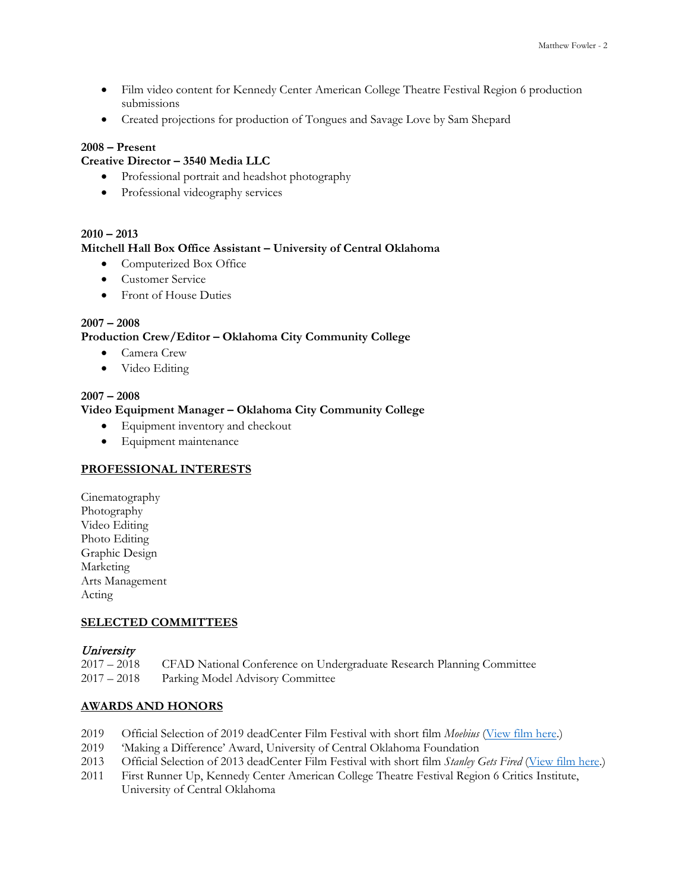- Film video content for Kennedy Center American College Theatre Festival Region 6 production submissions
- Created projections for production of Tongues and Savage Love by Sam Shepard

**2008 – Present**
**Creative Director – 3540 Media LLC**

- Professional portrait and headshot photography
- Professional videography services

**2010 – 2013**
**Mitchell Hall Box Office Assistant – University of Central Oklahoma**

- Computerized Box Office
- Customer Service
- Front of House Duties

**2007 – 2008**
**Production Crew/Editor – Oklahoma City Community College**

- Camera Crew
- Video Editing

**2007 – 2008**
**Video Equipment Manager – Oklahoma City Community College**

- Equipment inventory and checkout
- Equipment maintenance

## PROFESSIONAL INTERESTS

Cinematography
Photography
Video Editing
Photo Editing
Graphic Design
Marketing
Arts Management
Acting

## SELECTED COMMITTEES

*University*

2017 – 2018 CFAD National Conference on Undergraduate Research Planning Committee
2017 – 2018 Parking Model Advisory Committee

## AWARDS AND HONORS

2019 Official Selection of 2019 deadCenter Film Festival with short film *Moebius* (View film here.)
2019 'Making a Difference' Award, University of Central Oklahoma Foundation
2013 Official Selection of 2013 deadCenter Film Festival with short film *Stanley Gets Fired* (View film here.)
2011 First Runner Up, Kennedy Center American College Theatre Festival Region 6 Critics Institute, University of Central Oklahoma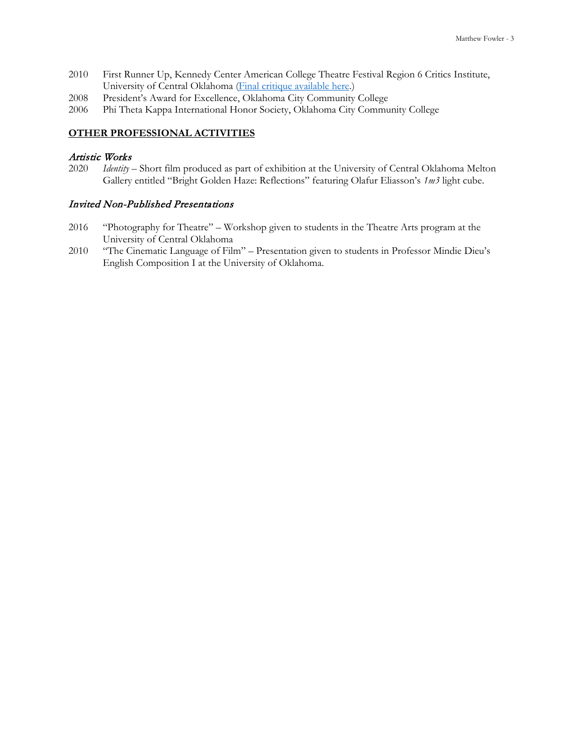2010 First Runner Up, Kennedy Center American College Theatre Festival Region 6 Critics Institute, University of Central Oklahoma (Final critique available here.)

2008 President's Award for Excellence, Oklahoma City Community College

2006 Phi Theta Kappa International Honor Society, Oklahoma City Community College

## OTHER PROFESSIONAL ACTIVITIES

### *Artistic Works*

2020 *Identity* – Short film produced as part of exhibition at the University of Central Oklahoma Melton Gallery entitled "Bright Golden Haze: Reflections" featuring Olafur Eliasson's *1m3* light cube.

### *Invited Non-Published Presentations*

2016 "Photography for Theatre" – Workshop given to students in the Theatre Arts program at the University of Central Oklahoma

2010 "The Cinematic Language of Film" – Presentation given to students in Professor Mindie Dieu's English Composition I at the University of Oklahoma.